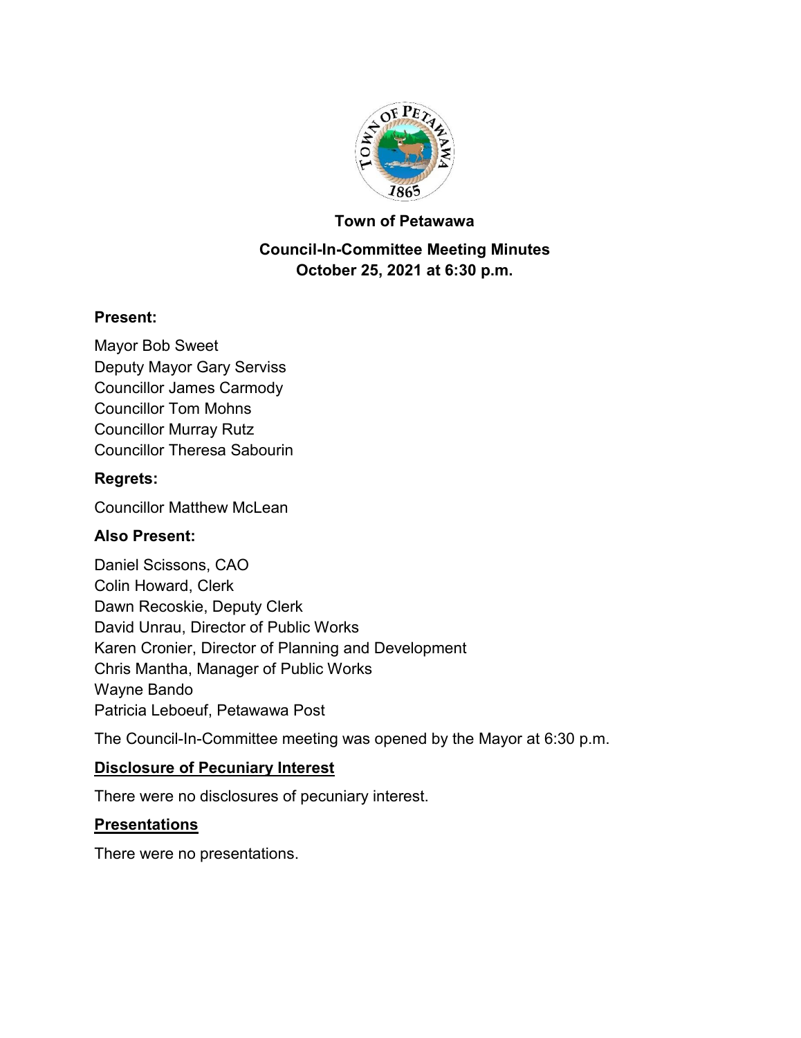**Town of Petawawa**

**Council-In-Committee Meeting Minutes**
**October 25, 2021 at 6:30 p.m.**

### Present:

Mayor Bob Sweet
Deputy Mayor Gary Serviss
Councillor James Carmody
Councillor Tom Mohns
Councillor Murray Rutz
Councillor Theresa Sabourin

### Regrets:

Councillor Matthew McLean

### Also Present:

Daniel Scissons, CAO
Colin Howard, Clerk
Dawn Recoskie, Deputy Clerk
David Unrau, Director of Public Works
Karen Cronier, Director of Planning and Development
Chris Mantha, Manager of Public Works
Wayne Bando
Patricia Leboeuf, Petawawa Post

The Council-In-Committee meeting was opened by the Mayor at 6:30 p.m.

### Disclosure of Pecuniary Interest

There were no disclosures of pecuniary interest.

### Presentations

There were no presentations.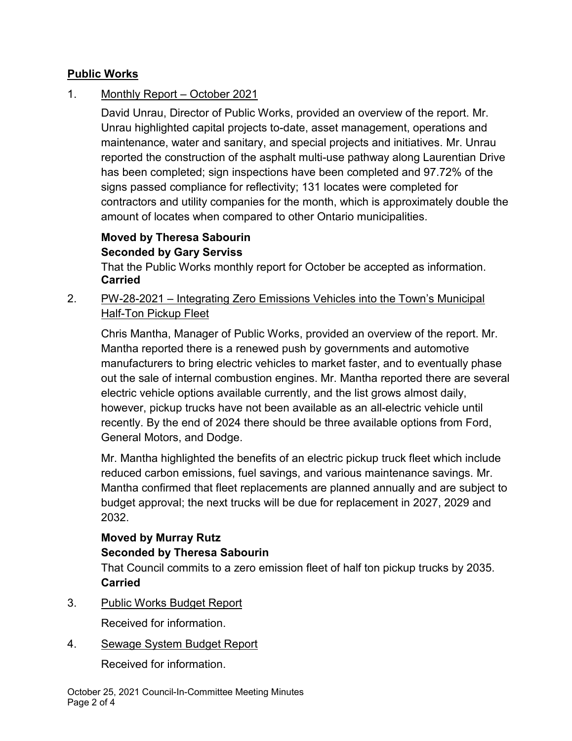## Public Works

1. Monthly Report – October 2021

   David Unrau, Director of Public Works, provided an overview of the report. Mr. Unrau highlighted capital projects to-date, asset management, operations and maintenance, water and sanitary, and special projects and initiatives. Mr. Unrau reported the construction of the asphalt multi-use pathway along Laurentian Drive has been completed; sign inspections have been completed and 97.72% of the signs passed compliance for reflectivity; 131 locates were completed for contractors and utility companies for the month, which is approximately double the amount of locates when compared to other Ontario municipalities.

   **Moved by Theresa Sabourin**
   **Seconded by Gary Serviss**
   That the Public Works monthly report for October be accepted as information.
   **Carried**

2. PW-28-2021 – Integrating Zero Emissions Vehicles into the Town's Municipal Half-Ton Pickup Fleet

   Chris Mantha, Manager of Public Works, provided an overview of the report. Mr. Mantha reported there is a renewed push by governments and automotive manufacturers to bring electric vehicles to market faster, and to eventually phase out the sale of internal combustion engines. Mr. Mantha reported there are several electric vehicle options available currently, and the list grows almost daily, however, pickup trucks have not been available as an all-electric vehicle until recently. By the end of 2024 there should be three available options from Ford, General Motors, and Dodge.

   Mr. Mantha highlighted the benefits of an electric pickup truck fleet which include reduced carbon emissions, fuel savings, and various maintenance savings. Mr. Mantha confirmed that fleet replacements are planned annually and are subject to budget approval; the next trucks will be due for replacement in 2027, 2029 and 2032.

   **Moved by Murray Rutz**
   **Seconded by Theresa Sabourin**
   That Council commits to a zero emission fleet of half ton pickup trucks by 2035.
   **Carried**

3. Public Works Budget Report

   Received for information.

4. Sewage System Budget Report

   Received for information.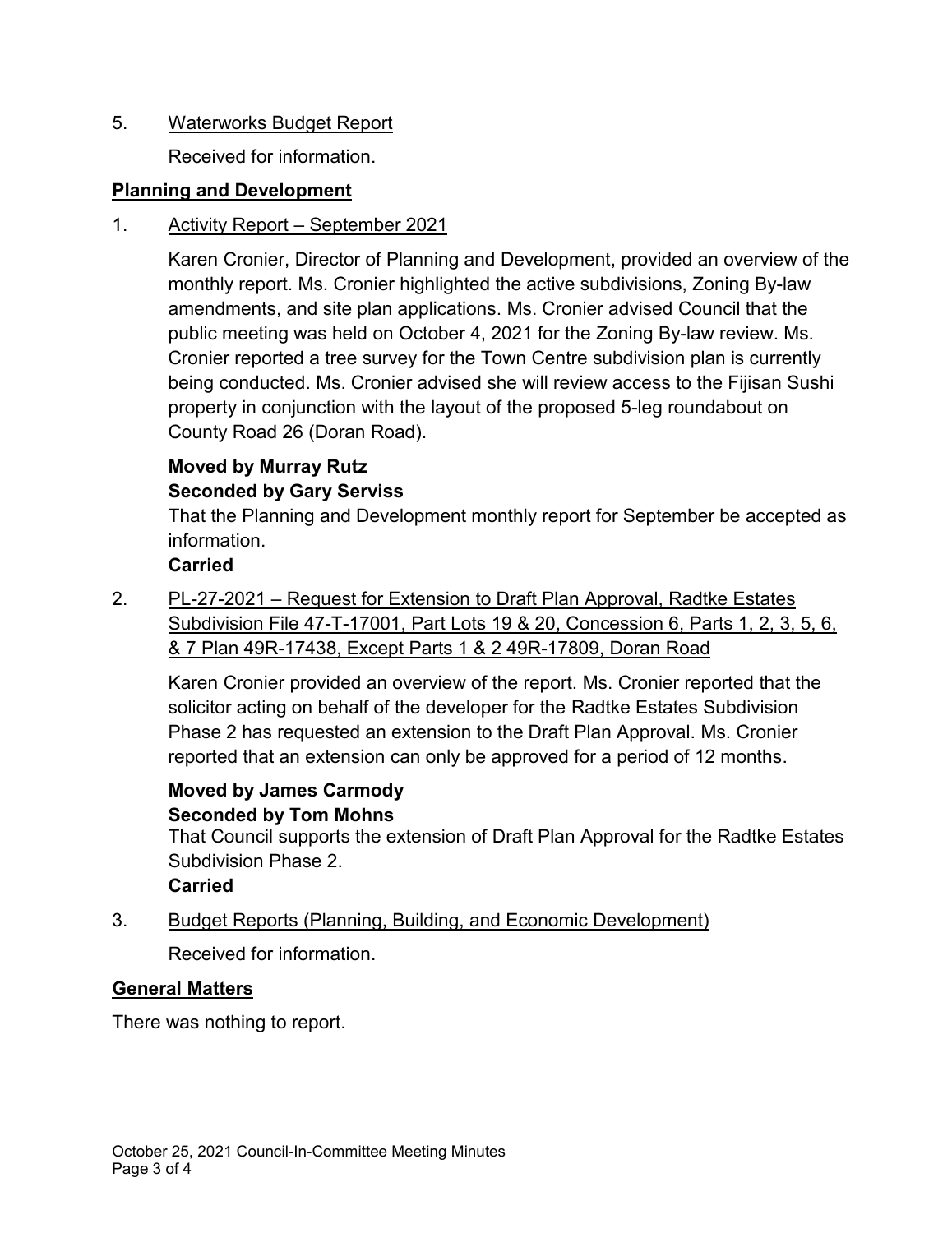5. Waterworks Budget Report

   Received for information.

**Planning and Development**

1. Activity Report – September 2021

   Karen Cronier, Director of Planning and Development, provided an overview of the monthly report. Ms. Cronier highlighted the active subdivisions, Zoning By-law amendments, and site plan applications. Ms. Cronier advised Council that the public meeting was held on October 4, 2021 for the Zoning By-law review. Ms. Cronier reported a tree survey for the Town Centre subdivision plan is currently being conducted. Ms. Cronier advised she will review access to the Fijisan Sushi property in conjunction with the layout of the proposed 5-leg roundabout on County Road 26 (Doran Road).

   **Moved by Murray Rutz**
   **Seconded by Gary Serviss**
   That the Planning and Development monthly report for September be accepted as information.
   **Carried**

2. PL-27-2021 – Request for Extension to Draft Plan Approval, Radtke Estates Subdivision File 47-T-17001, Part Lots 19 & 20, Concession 6, Parts 1, 2, 3, 5, 6, & 7 Plan 49R-17438, Except Parts 1 & 2 49R-17809, Doran Road

   Karen Cronier provided an overview of the report. Ms. Cronier reported that the solicitor acting on behalf of the developer for the Radtke Estates Subdivision Phase 2 has requested an extension to the Draft Plan Approval. Ms. Cronier reported that an extension can only be approved for a period of 12 months.

   **Moved by James Carmody**
   **Seconded by Tom Mohns**
   That Council supports the extension of Draft Plan Approval for the Radtke Estates Subdivision Phase 2.
   **Carried**

3. Budget Reports (Planning, Building, and Economic Development)

   Received for information.

**General Matters**

There was nothing to report.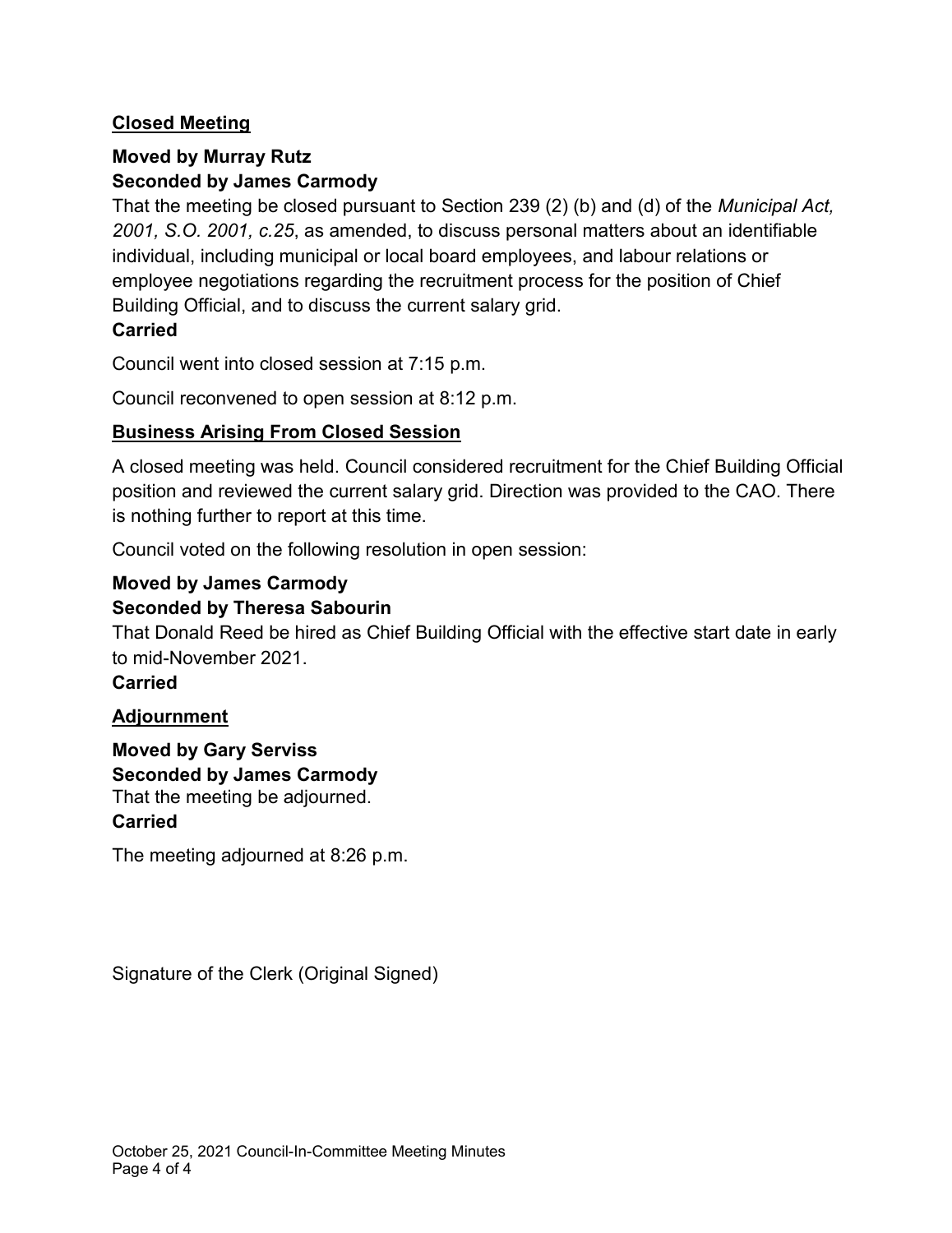## Closed Meeting

**Moved by Murray Rutz**
**Seconded by James Carmody**
That the meeting be closed pursuant to Section 239 (2) (b) and (d) of the *Municipal Act, 2001, S.O. 2001, c.25*, as amended, to discuss personal matters about an identifiable individual, including municipal or local board employees, and labour relations or employee negotiations regarding the recruitment process for the position of Chief Building Official, and to discuss the current salary grid.
**Carried**

Council went into closed session at 7:15 p.m.

Council reconvened to open session at 8:12 p.m.

## Business Arising From Closed Session

A closed meeting was held. Council considered recruitment for the Chief Building Official position and reviewed the current salary grid. Direction was provided to the CAO. There is nothing further to report at this time.

Council voted on the following resolution in open session:

**Moved by James Carmody**
**Seconded by Theresa Sabourin**
That Donald Reed be hired as Chief Building Official with the effective start date in early to mid-November 2021.
**Carried**

## Adjournment

**Moved by Gary Serviss**
**Seconded by James Carmody**
That the meeting be adjourned.
**Carried**

The meeting adjourned at 8:26 p.m.

Signature of the Clerk (Original Signed)